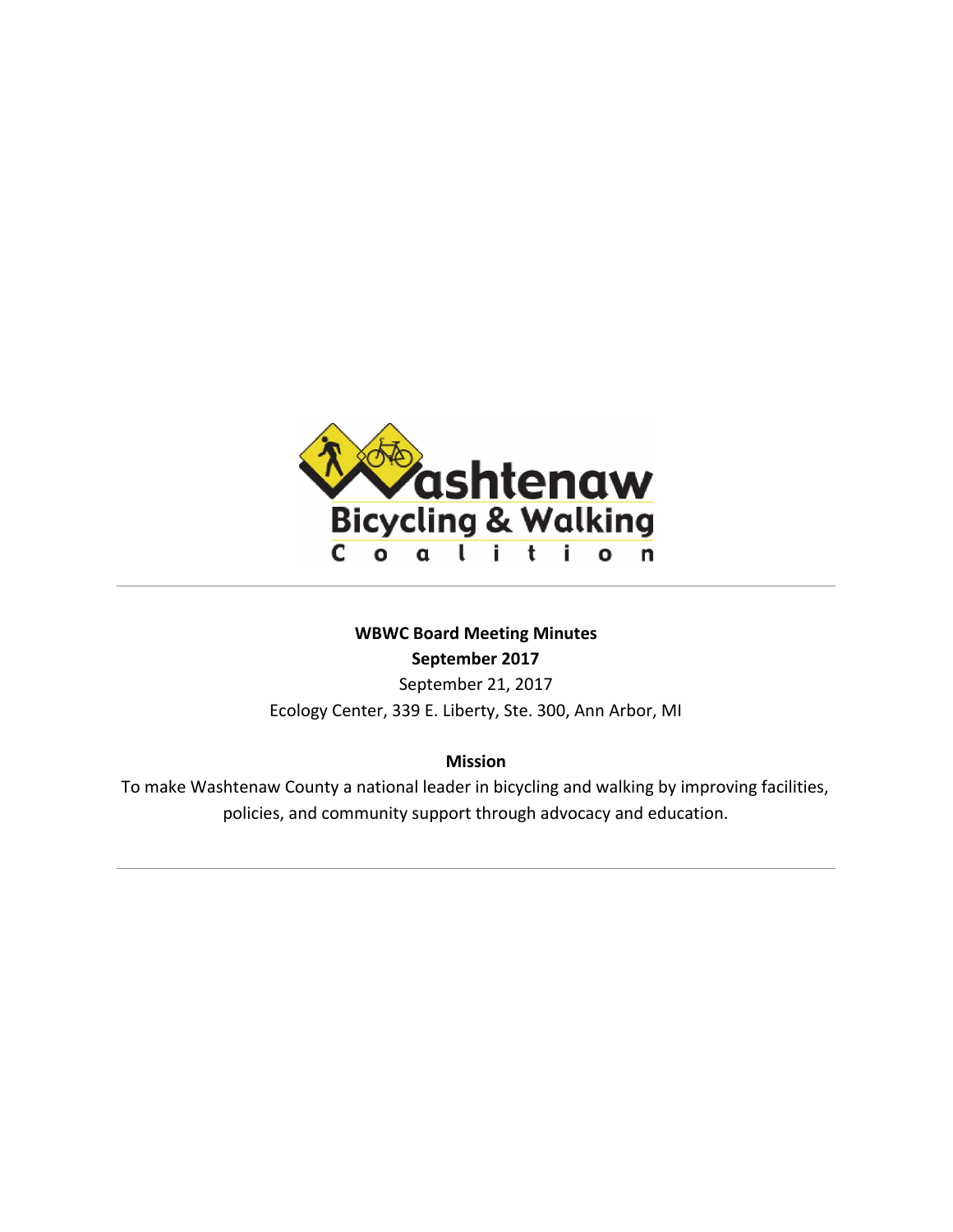Washtenaw Bicycling & Walking Coalition

---

**WBWC Board Meeting Minutes**

**September 2017**

September 21, 2017

Ecology Center, 339 E. Liberty, Ste. 300, Ann Arbor, MI

**Mission**

To make Washtenaw County a national leader in bicycling and walking by improving facilities, policies, and community support through advocacy and education.

---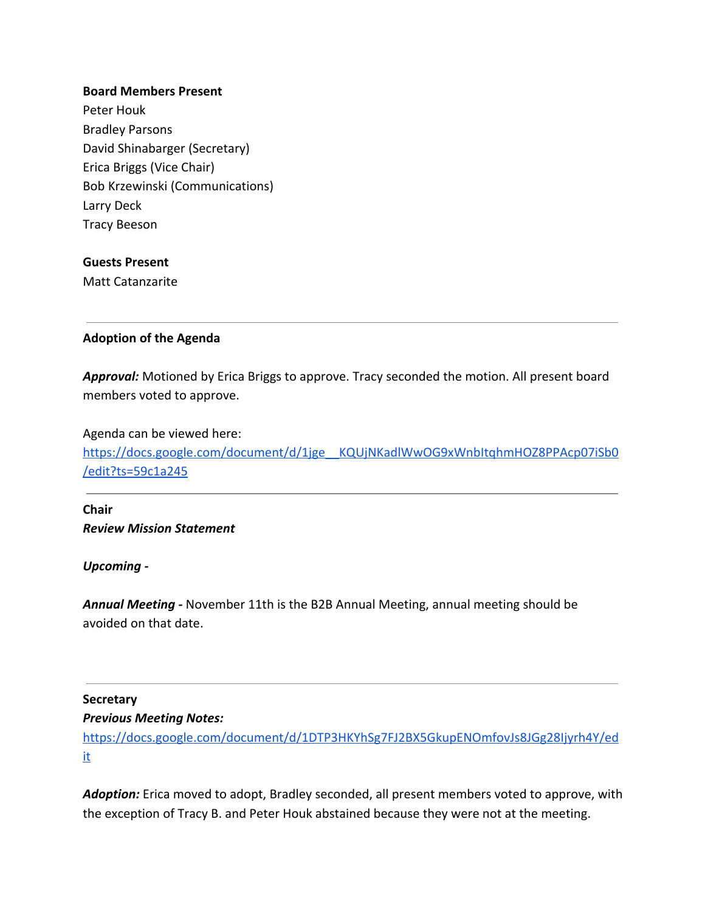**Board Members Present**
Peter Houk
Bradley Parsons
David Shinabarger (Secretary)
Erica Briggs (Vice Chair)
Bob Krzewinski (Communications)
Larry Deck
Tracy Beeson

**Guests Present**
Matt Catanzarite

---

**Adoption of the Agenda**

***Approval:*** Motioned by Erica Briggs to approve. Tracy seconded the motion. All present board members voted to approve.

Agenda can be viewed here:
https://docs.google.com/document/d/1jge__KQUjNKadlWwOG9xWnbItqhmHOZ8PPAcp07iSb0/edit?ts=59c1a245

---

**Chair**
***Review Mission Statement***

***Upcoming -***

***Annual Meeting -*** November 11th is the B2B Annual Meeting, annual meeting should be avoided on that date.

---

**Secretary**
***Previous Meeting Notes:***
https://docs.google.com/document/d/1DTP3HKYhSg7FJ2BX5GkupENOmfovJs8JGg28Ijyrh4Y/edit

***Adoption:*** Erica moved to adopt, Bradley seconded, all present members voted to approve, with the exception of Tracy B. and Peter Houk abstained because they were not at the meeting.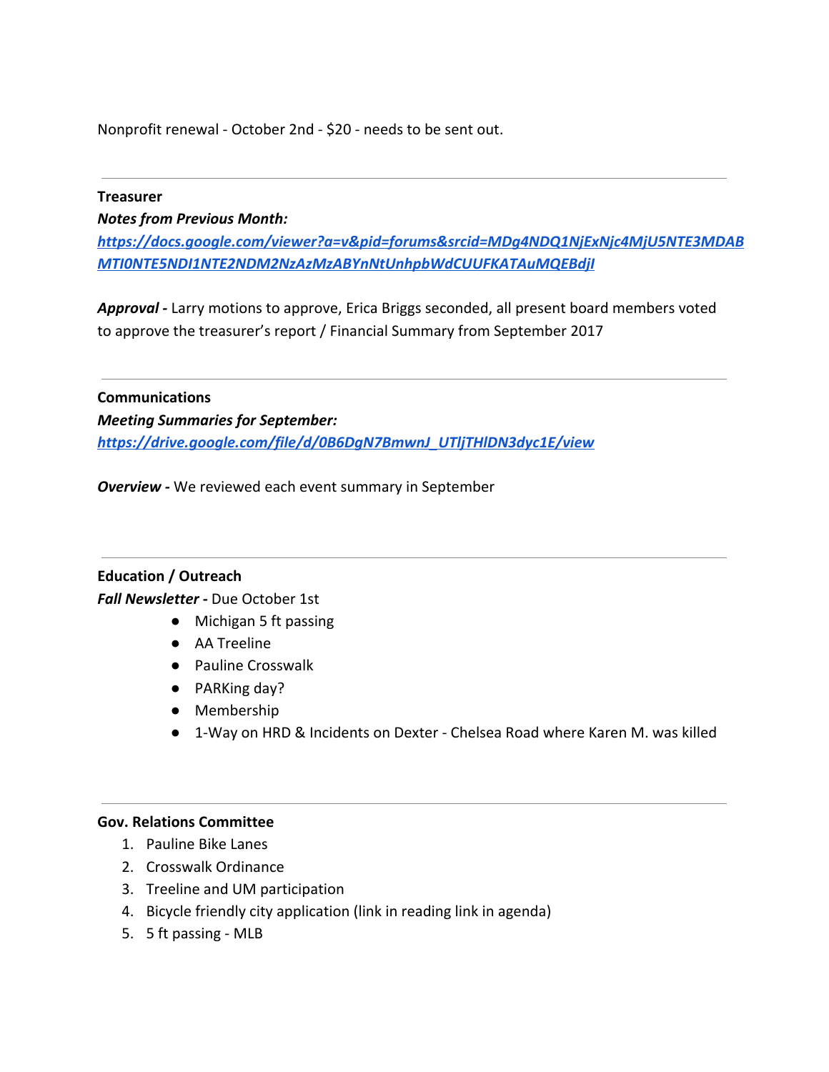Nonprofit renewal - October 2nd - $20 - needs to be sent out.

---

**Treasurer**

***Notes from Previous Month:***
***[https://docs.google.com/viewer?a=v&pid=forums&srcid=MDg4NDQ1NjExNjc4MjU5NTE3MDABMTI0NTE5NDI1NTE2NDM2NzAzMzABYnNtUnhpbWdCUUFKATAuMQEBdjI](https://docs.google.com/viewer?a=v&pid=forums&srcid=MDg4NDQ1NjExNjc4MjU5NTE3MDABMTI0NTE5NDI1NTE2NDM2NzAzMzABYnNtUnhpbWdCUUFKATAuMQEBdjI)***

***Approval -*** Larry motions to approve, Erica Briggs seconded, all present board members voted to approve the treasurer's report / Financial Summary from September 2017

---

**Communications**

***Meeting Summaries for September:***
***[https://drive.google.com/file/d/0B6DgN7BmwnJ_UTljTHlDN3dyc1E/view](https://drive.google.com/file/d/0B6DgN7BmwnJ_UTljTHlDN3dyc1E/view)***

***Overview -*** We reviewed each event summary in September

---

**Education / Outreach**

***Fall Newsletter -*** Due October 1st

- Michigan 5 ft passing
- AA Treeline
- Pauline Crosswalk
- PARKing day?
- Membership
- 1-Way on HRD & Incidents on Dexter - Chelsea Road where Karen M. was killed

---

**Gov. Relations Committee**

1. Pauline Bike Lanes
2. Crosswalk Ordinance
3. Treeline and UM participation
4. Bicycle friendly city application (link in reading link in agenda)
5. 5 ft passing - MLB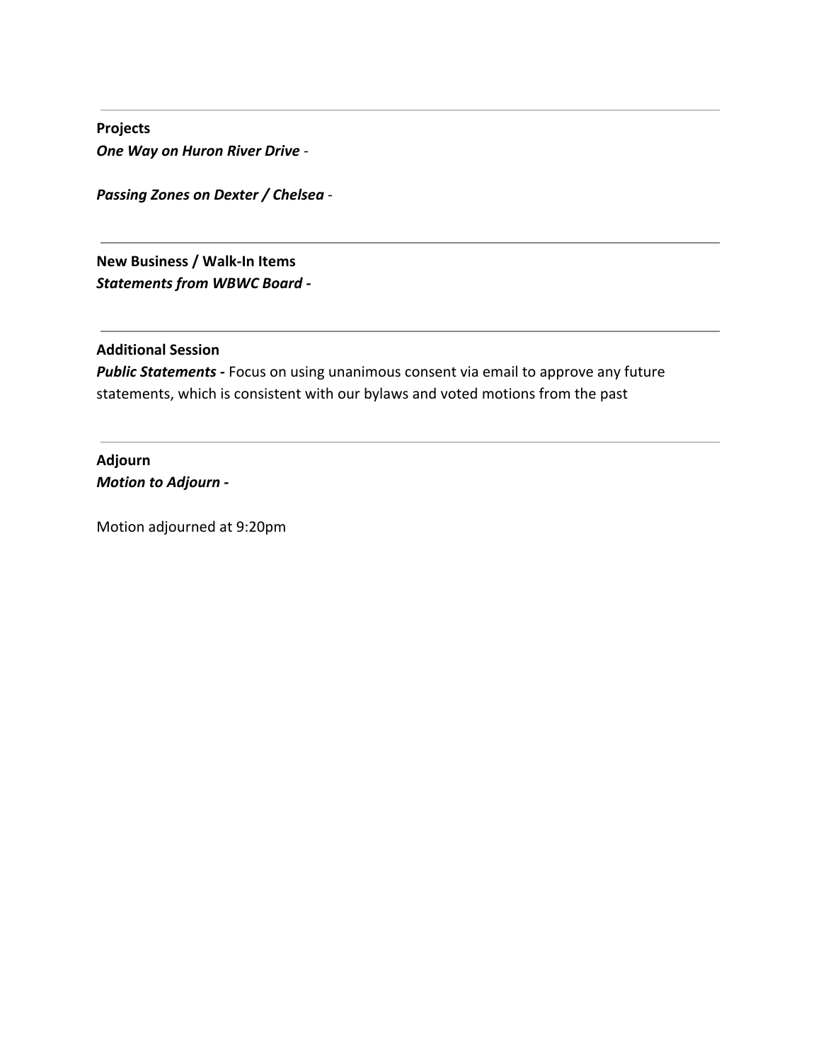---

**Projects**

***One Way on Huron River Drive*** -

***Passing Zones on Dexter / Chelsea*** -

---

**New Business / Walk-In Items**

***Statements from WBWC Board -***

---

**Additional Session**

***Public Statements -*** Focus on using unanimous consent via email to approve any future statements, which is consistent with our bylaws and voted motions from the past

---

**Adjourn**

***Motion to Adjourn -***

Motion adjourned at 9:20pm